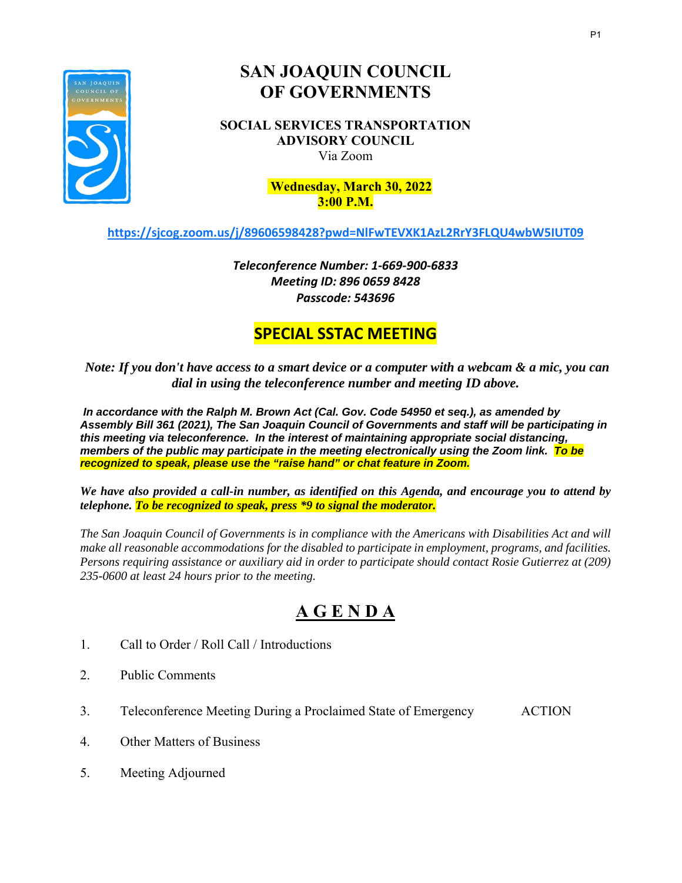# SAN JOAQUIN COUNCIL OF GOVERNMENTS

## SOCIAL SERVICES TRANSPORTATION ADVISORY COUNCIL

Via Zoom

**Wednesday, March 30, 2022**
**3:00 P.M.**

https://sjcog.zoom.us/j/89606598428?pwd=NlFwTEVXK1AzL2RrY3FLQU4wbW5IUT09

***Teleconference Number: 1-669-900-6833***
***Meeting ID: 896 0659 8428***
***Passcode: 543696***

## SPECIAL SSTAC MEETING

***Note: If you don't have access to a smart device or a computer with a webcam & a mic, you can dial in using the teleconference number and meeting ID above.***

***In accordance with the Ralph M. Brown Act (Cal. Gov. Code 54950 et seq.), as amended by Assembly Bill 361 (2021), The San Joaquin Council of Governments and staff will be participating in this meeting via teleconference. In the interest of maintaining appropriate social distancing, members of the public may participate in the meeting electronically using the Zoom link. To be recognized to speak, please use the "raise hand" or chat feature in Zoom.***

***We have also provided a call-in number, as identified on this Agenda, and encourage you to attend by telephone. To be recognized to speak, press *9 to signal the moderator.***

*The San Joaquin Council of Governments is in compliance with the Americans with Disabilities Act and will make all reasonable accommodations for the disabled to participate in employment, programs, and facilities. Persons requiring assistance or auxiliary aid in order to participate should contact Rosie Gutierrez at (209) 235-0600 at least 24 hours prior to the meeting.*

## A G E N D A

1. Call to Order / Roll Call / Introductions
2. Public Comments
3. Teleconference Meeting During a Proclaimed State of Emergency — ACTION
4. Other Matters of Business
5. Meeting Adjourned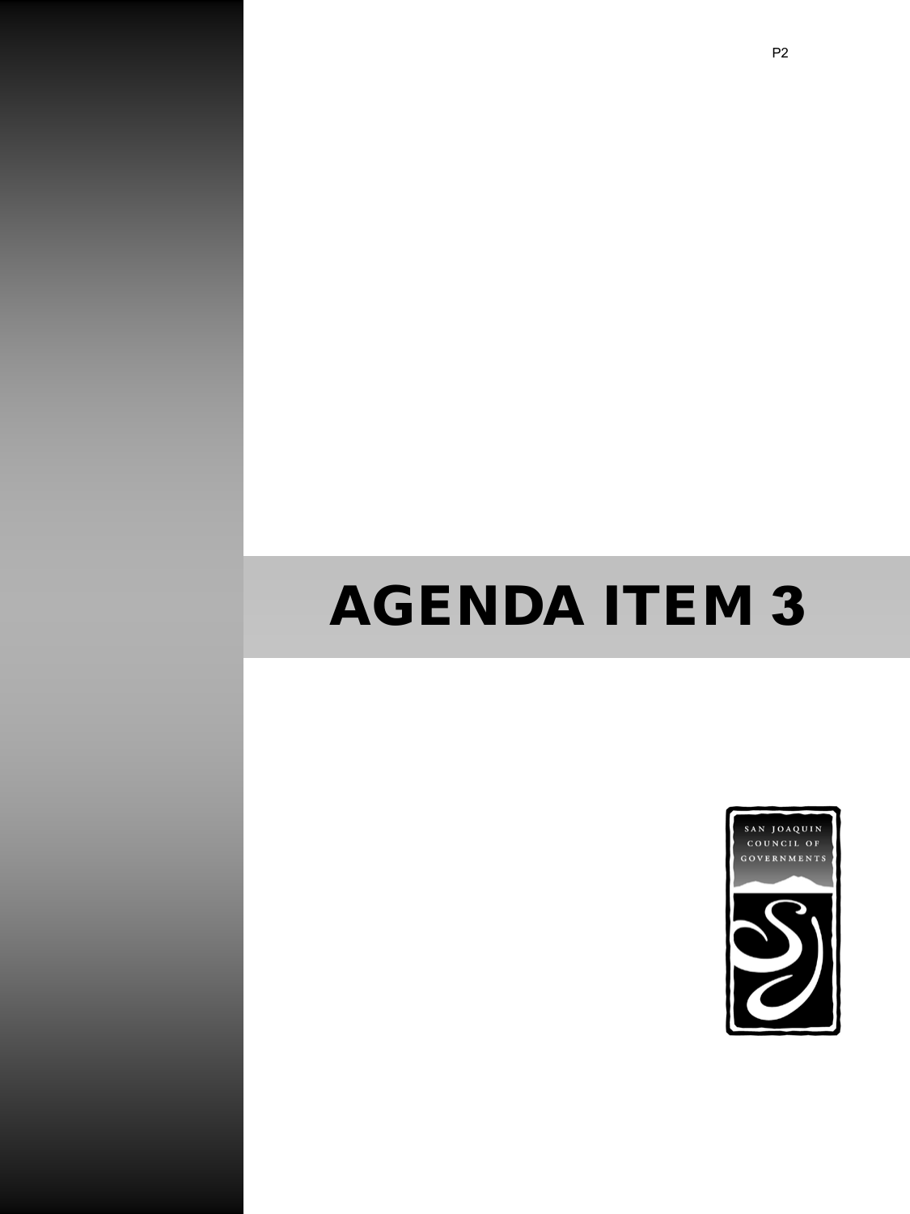# AGENDA ITEM 3

SAN JOAQUIN COUNCIL OF GOVERNMENTS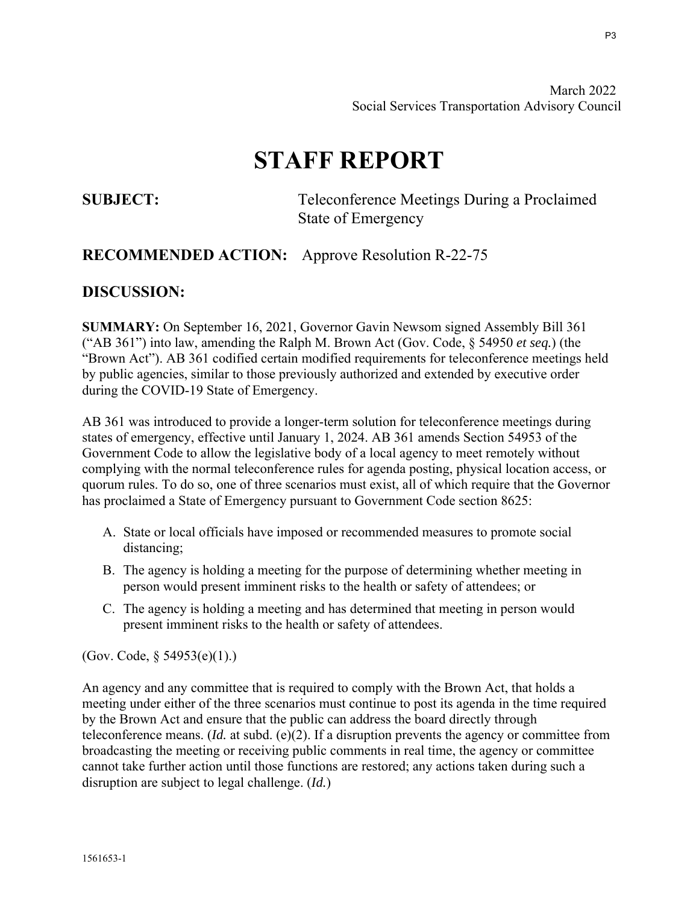March 2022
Social Services Transportation Advisory Council

# STAFF REPORT

**SUBJECT:** Teleconference Meetings During a Proclaimed State of Emergency

## RECOMMENDED ACTION: Approve Resolution R-22-75

## DISCUSSION:

**SUMMARY:** On September 16, 2021, Governor Gavin Newsom signed Assembly Bill 361 ("AB 361") into law, amending the Ralph M. Brown Act (Gov. Code, § 54950 *et seq.*) (the "Brown Act"). AB 361 codified certain modified requirements for teleconference meetings held by public agencies, similar to those previously authorized and extended by executive order during the COVID-19 State of Emergency.

AB 361 was introduced to provide a longer-term solution for teleconference meetings during states of emergency, effective until January 1, 2024. AB 361 amends Section 54953 of the Government Code to allow the legislative body of a local agency to meet remotely without complying with the normal teleconference rules for agenda posting, physical location access, or quorum rules. To do so, one of three scenarios must exist, all of which require that the Governor has proclaimed a State of Emergency pursuant to Government Code section 8625:

A. State or local officials have imposed or recommended measures to promote social distancing;
B. The agency is holding a meeting for the purpose of determining whether meeting in person would present imminent risks to the health or safety of attendees; or
C. The agency is holding a meeting and has determined that meeting in person would present imminent risks to the health or safety of attendees.

(Gov. Code, § 54953(e)(1).)

An agency and any committee that is required to comply with the Brown Act, that holds a meeting under either of the three scenarios must continue to post its agenda in the time required by the Brown Act and ensure that the public can address the board directly through teleconference means. (*Id.* at subd. (e)(2). If a disruption prevents the agency or committee from broadcasting the meeting or receiving public comments in real time, the agency or committee cannot take further action until those functions are restored; any actions taken during such a disruption are subject to legal challenge. (*Id.*)

1561653-1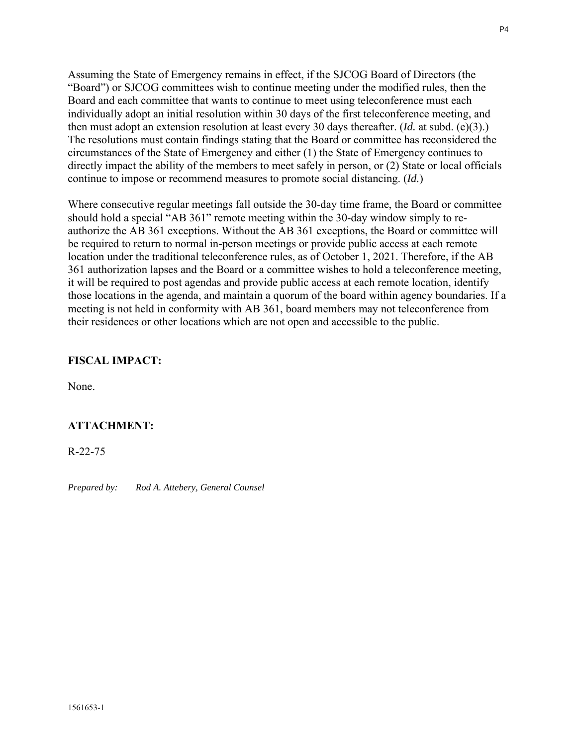Assuming the State of Emergency remains in effect, if the SJCOG Board of Directors (the "Board") or SJCOG committees wish to continue meeting under the modified rules, then the Board and each committee that wants to continue to meet using teleconference must each individually adopt an initial resolution within 30 days of the first teleconference meeting, and then must adopt an extension resolution at least every 30 days thereafter. (*Id.* at subd. (e)(3).) The resolutions must contain findings stating that the Board or committee has reconsidered the circumstances of the State of Emergency and either (1) the State of Emergency continues to directly impact the ability of the members to meet safely in person, or (2) State or local officials continue to impose or recommend measures to promote social distancing. (*Id.*)

Where consecutive regular meetings fall outside the 30-day time frame, the Board or committee should hold a special "AB 361" remote meeting within the 30-day window simply to re-authorize the AB 361 exceptions. Without the AB 361 exceptions, the Board or committee will be required to return to normal in-person meetings or provide public access at each remote location under the traditional teleconference rules, as of October 1, 2021. Therefore, if the AB 361 authorization lapses and the Board or a committee wishes to hold a teleconference meeting, it will be required to post agendas and provide public access at each remote location, identify those locations in the agenda, and maintain a quorum of the board within agency boundaries. If a meeting is not held in conformity with AB 361, board members may not teleconference from their residences or other locations which are not open and accessible to the public.

**FISCAL IMPACT:**

None.

**ATTACHMENT:**

R-22-75

*Prepared by: Rod A. Attebery, General Counsel*

1561653-1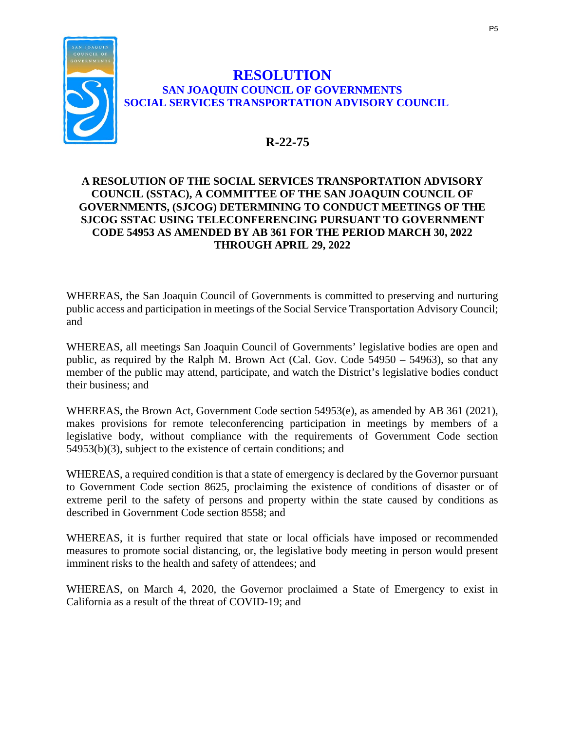# RESOLUTION

## SAN JOAQUIN COUNCIL OF GOVERNMENTS
## SOCIAL SERVICES TRANSPORTATION ADVISORY COUNCIL

## R-22-75

**A RESOLUTION OF THE SOCIAL SERVICES TRANSPORTATION ADVISORY COUNCIL (SSTAC), A COMMITTEE OF THE SAN JOAQUIN COUNCIL OF GOVERNMENTS, (SJCOG) DETERMINING TO CONDUCT MEETINGS OF THE SJCOG SSTAC USING TELECONFERENCING PURSUANT TO GOVERNMENT CODE 54953 AS AMENDED BY AB 361 FOR THE PERIOD MARCH 30, 2022 THROUGH APRIL 29, 2022**

WHEREAS, the San Joaquin Council of Governments is committed to preserving and nurturing public access and participation in meetings of the Social Service Transportation Advisory Council; and

WHEREAS, all meetings San Joaquin Council of Governments' legislative bodies are open and public, as required by the Ralph M. Brown Act (Cal. Gov. Code 54950 – 54963), so that any member of the public may attend, participate, and watch the District's legislative bodies conduct their business; and

WHEREAS, the Brown Act, Government Code section 54953(e), as amended by AB 361 (2021), makes provisions for remote teleconferencing participation in meetings by members of a legislative body, without compliance with the requirements of Government Code section 54953(b)(3), subject to the existence of certain conditions; and

WHEREAS, a required condition is that a state of emergency is declared by the Governor pursuant to Government Code section 8625, proclaiming the existence of conditions of disaster or of extreme peril to the safety of persons and property within the state caused by conditions as described in Government Code section 8558; and

WHEREAS, it is further required that state or local officials have imposed or recommended measures to promote social distancing, or, the legislative body meeting in person would present imminent risks to the health and safety of attendees; and

WHEREAS, on March 4, 2020, the Governor proclaimed a State of Emergency to exist in California as a result of the threat of COVID-19; and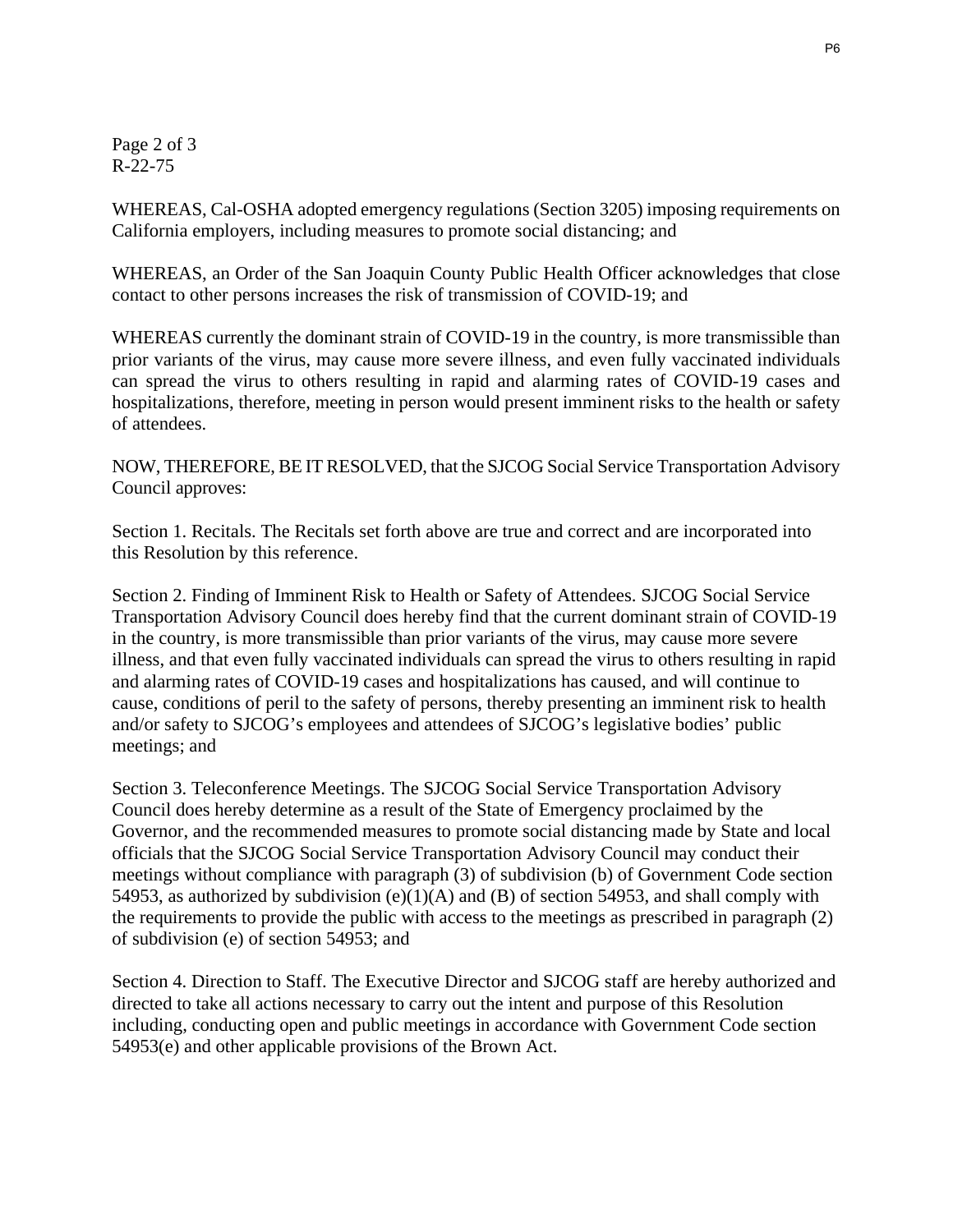R-22-75

WHEREAS, Cal-OSHA adopted emergency regulations (Section 3205) imposing requirements on California employers, including measures to promote social distancing; and

WHEREAS, an Order of the San Joaquin County Public Health Officer acknowledges that close contact to other persons increases the risk of transmission of COVID-19; and

WHEREAS currently the dominant strain of COVID-19 in the country, is more transmissible than prior variants of the virus, may cause more severe illness, and even fully vaccinated individuals can spread the virus to others resulting in rapid and alarming rates of COVID-19 cases and hospitalizations, therefore, meeting in person would present imminent risks to the health or safety of attendees.

NOW, THEREFORE, BE IT RESOLVED, that the SJCOG Social Service Transportation Advisory Council approves:

Section 1. Recitals. The Recitals set forth above are true and correct and are incorporated into this Resolution by this reference.

Section 2. Finding of Imminent Risk to Health or Safety of Attendees. SJCOG Social Service Transportation Advisory Council does hereby find that the current dominant strain of COVID-19 in the country, is more transmissible than prior variants of the virus, may cause more severe illness, and that even fully vaccinated individuals can spread the virus to others resulting in rapid and alarming rates of COVID-19 cases and hospitalizations has caused, and will continue to cause, conditions of peril to the safety of persons, thereby presenting an imminent risk to health and/or safety to SJCOG's employees and attendees of SJCOG's legislative bodies' public meetings; and

Section 3. Teleconference Meetings. The SJCOG Social Service Transportation Advisory Council does hereby determine as a result of the State of Emergency proclaimed by the Governor, and the recommended measures to promote social distancing made by State and local officials that the SJCOG Social Service Transportation Advisory Council may conduct their meetings without compliance with paragraph (3) of subdivision (b) of Government Code section 54953, as authorized by subdivision (e)(1)(A) and (B) of section 54953, and shall comply with the requirements to provide the public with access to the meetings as prescribed in paragraph (2) of subdivision (e) of section 54953; and

Section 4. Direction to Staff. The Executive Director and SJCOG staff are hereby authorized and directed to take all actions necessary to carry out the intent and purpose of this Resolution including, conducting open and public meetings in accordance with Government Code section 54953(e) and other applicable provisions of the Brown Act.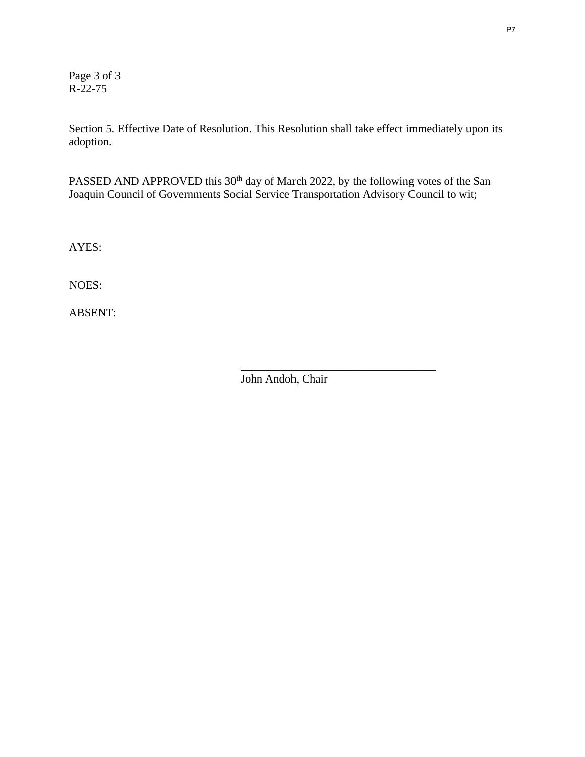Page 3 of 3
R-22-75

Section 5. Effective Date of Resolution. This Resolution shall take effect immediately upon its adoption.

PASSED AND APPROVED this 30th day of March 2022, by the following votes of the San Joaquin Council of Governments Social Service Transportation Advisory Council to wit;

AYES:

NOES:

ABSENT:

\_\_\_\_\_\_\_\_\_\_\_\_\_\_\_\_\_\_\_\_\_\_\_\_\_\_\_\_\_\_\_\_\_\_\_

John Andoh, Chair